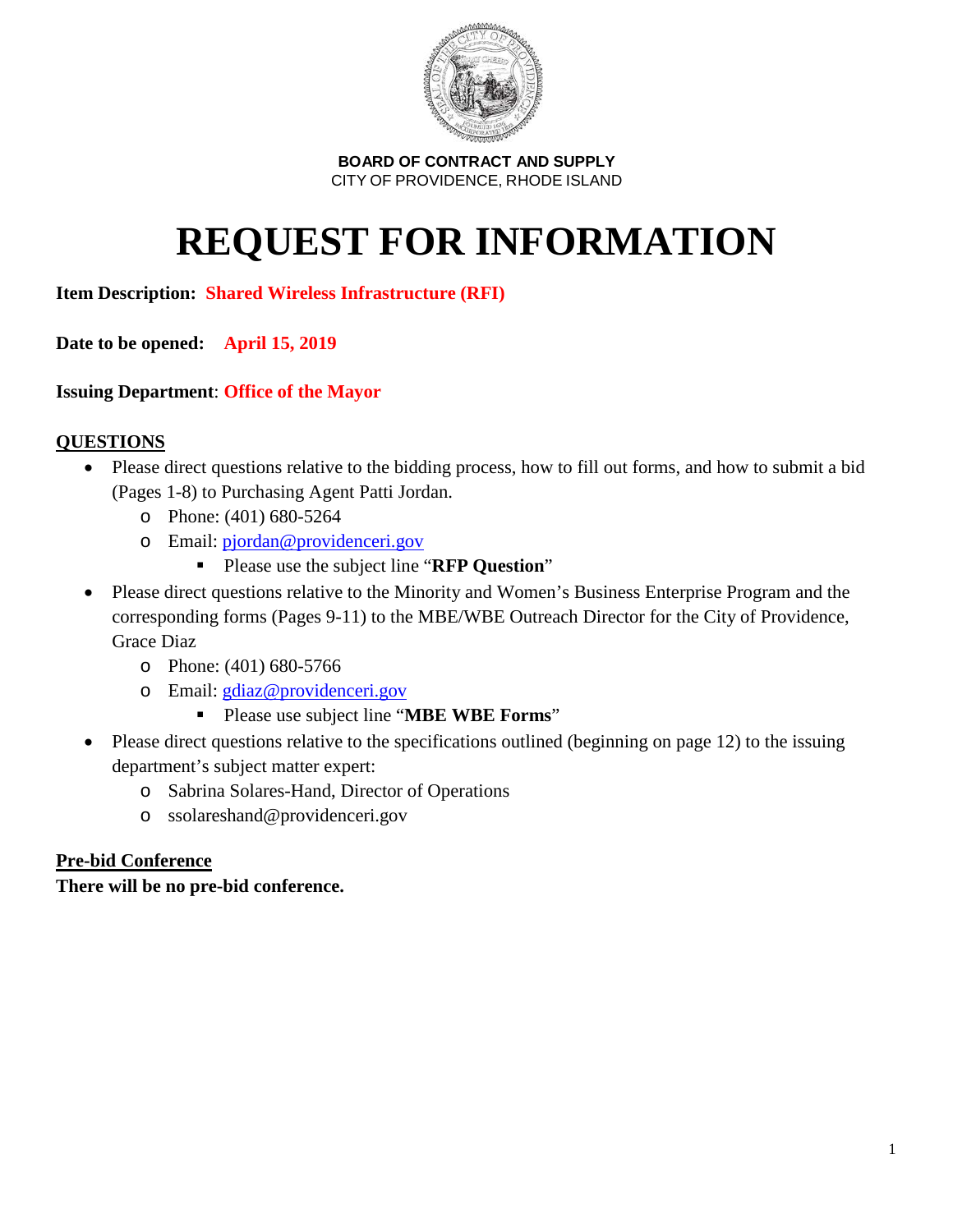**BOARD OF CONTRACT AND SUPPLY**
CITY OF PROVIDENCE, RHODE ISLAND

# REQUEST FOR INFORMATION

**Item Description: Shared Wireless Infrastructure (RFI)**

**Date to be opened: April 15, 2019**

**Issuing Department: Office of the Mayor**

## QUESTIONS

- Please direct questions relative to the bidding process, how to fill out forms, and how to submit a bid (Pages 1-8) to Purchasing Agent Patti Jordan.
    - Phone: (401) 680-5264
    - Email: pjordan@providenceri.gov
        - Please use the subject line "**RFP Question**"
- Please direct questions relative to the Minority and Women's Business Enterprise Program and the corresponding forms (Pages 9-11) to the MBE/WBE Outreach Director for the City of Providence, Grace Diaz
    - Phone: (401) 680-5766
    - Email: gdiaz@providenceri.gov
        - Please use subject line "**MBE WBE Forms**"
- Please direct questions relative to the specifications outlined (beginning on page 12) to the issuing department's subject matter expert:
    - Sabrina Solares-Hand, Director of Operations
    - ssolareshand@providenceri.gov

## Pre-bid Conference

**There will be no pre-bid conference.**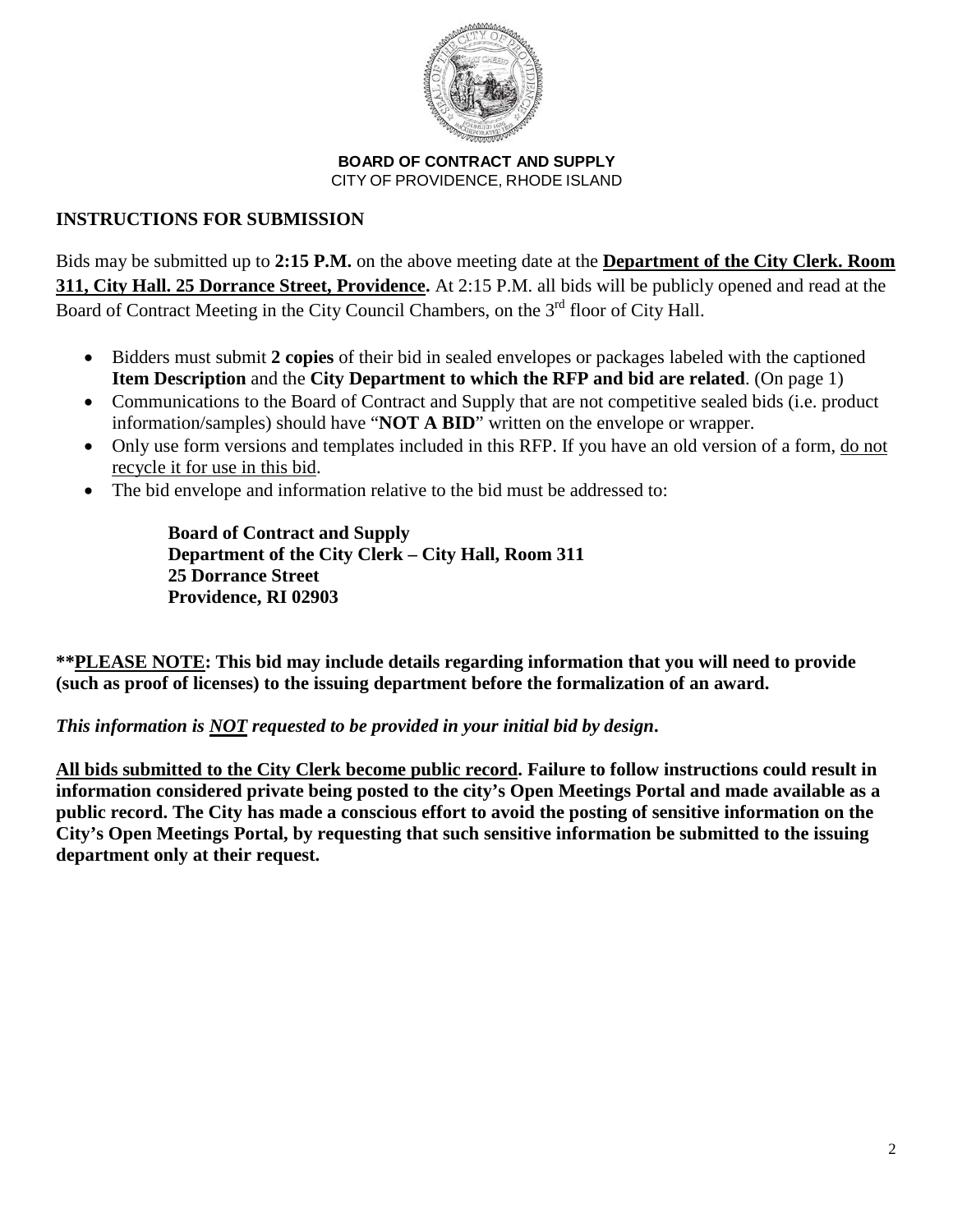**BOARD OF CONTRACT AND SUPPLY**
CITY OF PROVIDENCE, RHODE ISLAND

## INSTRUCTIONS FOR SUBMISSION

Bids may be submitted up to **2:15 P.M.** on the above meeting date at the **Department of the City Clerk. Room 311, City Hall. 25 Dorrance Street, Providence.** At 2:15 P.M. all bids will be publicly opened and read at the Board of Contract Meeting in the City Council Chambers, on the 3rd floor of City Hall.

- Bidders must submit **2 copies** of their bid in sealed envelopes or packages labeled with the captioned **Item Description** and the **City Department to which the RFP and bid are related**. (On page 1)
- Communications to the Board of Contract and Supply that are not competitive sealed bids (i.e. product information/samples) should have "**NOT A BID**" written on the envelope or wrapper.
- Only use form versions and templates included in this RFP. If you have an old version of a form, do not recycle it for use in this bid.
- The bid envelope and information relative to the bid must be addressed to:

  **Board of Contract and Supply**
  **Department of the City Clerk – City Hall, Room 311**
  **25 Dorrance Street**
  **Providence, RI 02903**

**\*\*PLEASE NOTE: This bid may include details regarding information that you will need to provide (such as proof of licenses) to the issuing department before the formalization of an award.**

***This information is NOT requested to be provided in your initial bid by design.***

**All bids submitted to the City Clerk become public record. Failure to follow instructions could result in information considered private being posted to the city's Open Meetings Portal and made available as a public record. The City has made a conscious effort to avoid the posting of sensitive information on the City's Open Meetings Portal, by requesting that such sensitive information be submitted to the issuing department only at their request.**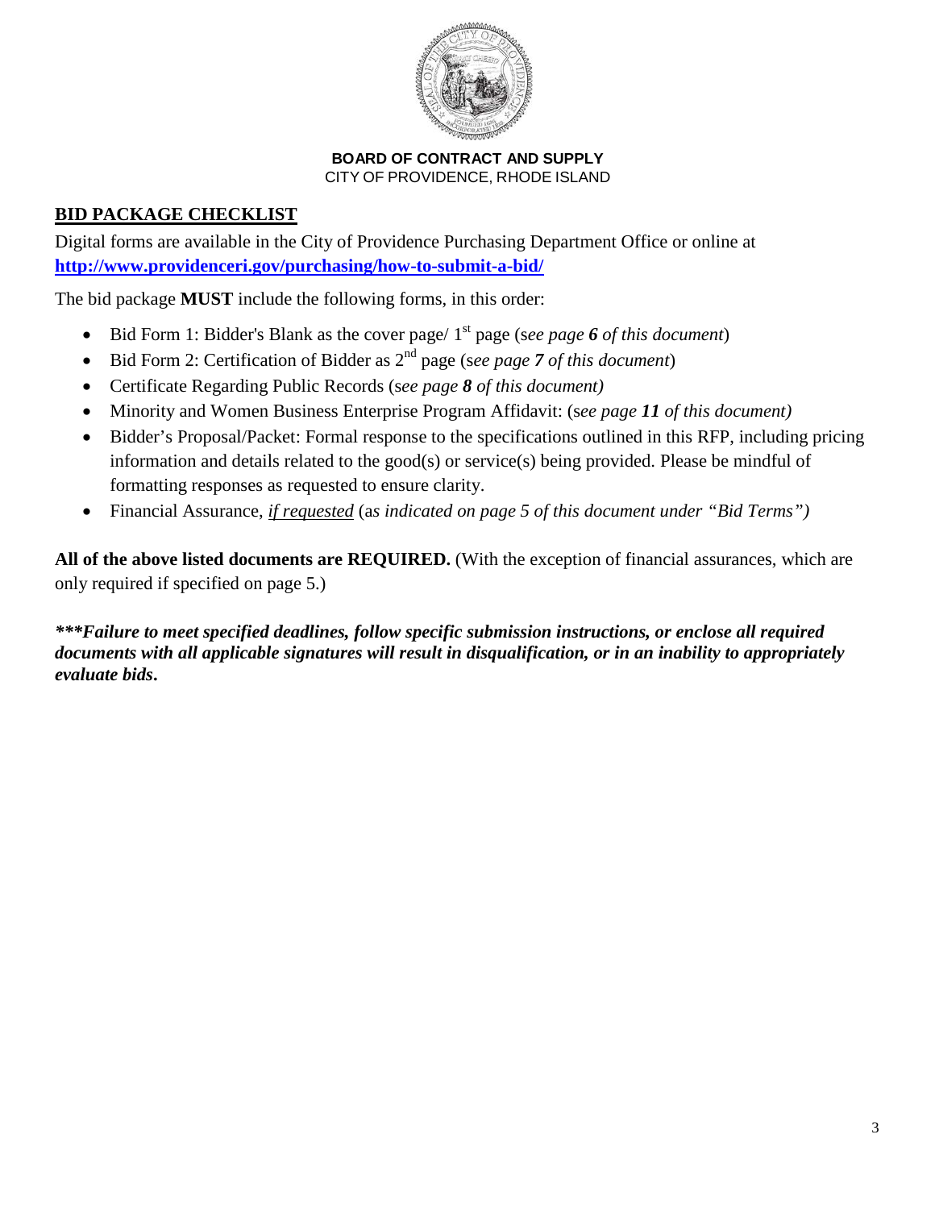**BOARD OF CONTRACT AND SUPPLY**
CITY OF PROVIDENCE, RHODE ISLAND

## BID PACKAGE CHECKLIST

Digital forms are available in the City of Providence Purchasing Department Office or online at **http://www.providenceri.gov/purchasing/how-to-submit-a-bid/**

The bid package **MUST** include the following forms, in this order:

- Bid Form 1: Bidder's Blank as the cover page/ 1st page (s*ee page **6** of this document*)
- Bid Form 2: Certification of Bidder as 2nd page (s*ee page **7** of this document*)
- Certificate Regarding Public Records (s*ee page **8** of this document)*
- Minority and Women Business Enterprise Program Affidavit: (s*ee page **11** of this document)*
- Bidder's Proposal/Packet: Formal response to the specifications outlined in this RFP, including pricing information and details related to the good(s) or service(s) being provided. Please be mindful of formatting responses as requested to ensure clarity.
- Financial Assurance, *if requested* (a*s indicated on page 5 of this document under "Bid Terms")*

**All of the above listed documents are REQUIRED.** (With the exception of financial assurances, which are only required if specified on page 5.)

***\*\*\*Failure to meet specified deadlines, follow specific submission instructions, or enclose all required documents with all applicable signatures will result in disqualification, or in an inability to appropriately evaluate bids.***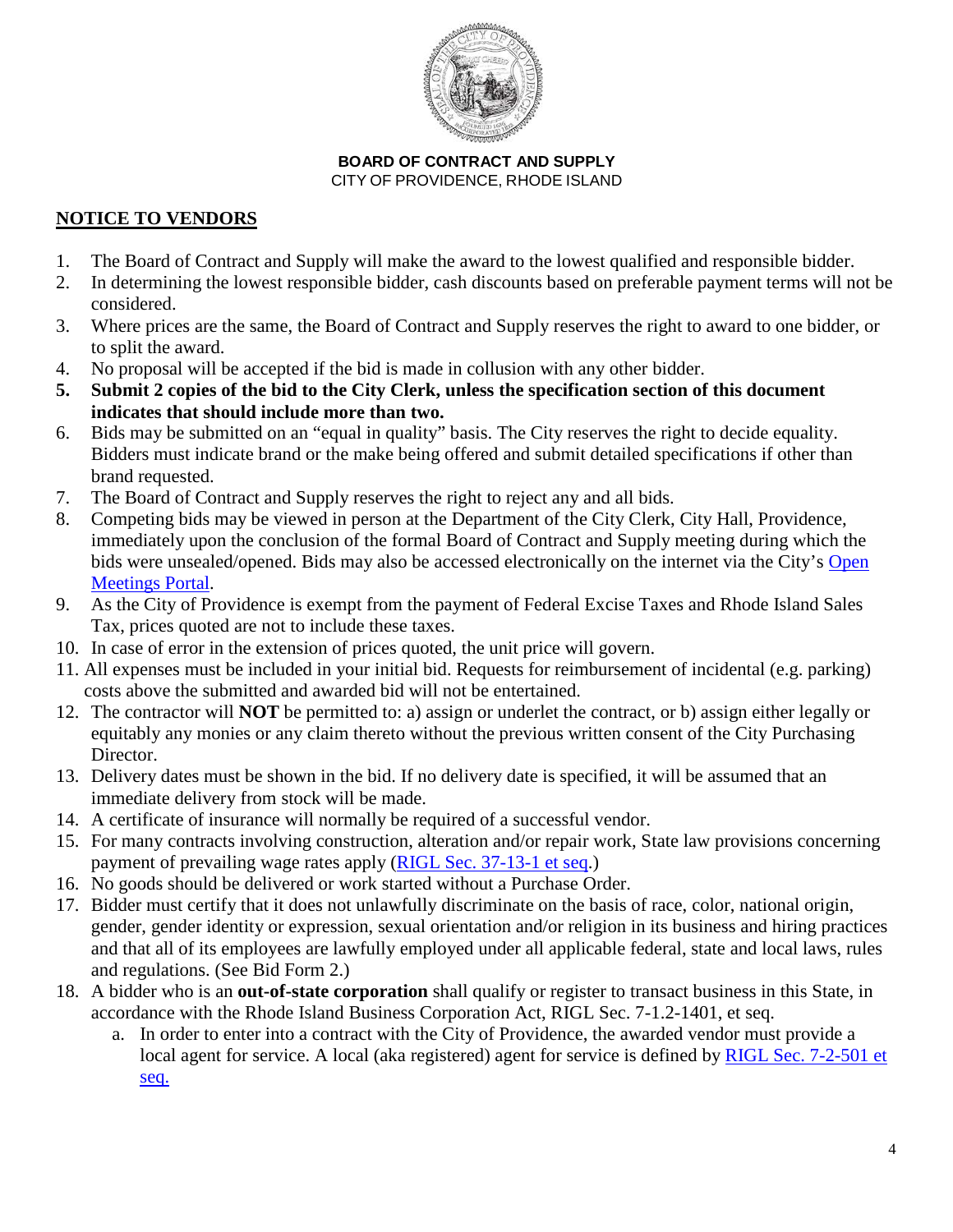**BOARD OF CONTRACT AND SUPPLY**
CITY OF PROVIDENCE, RHODE ISLAND

## NOTICE TO VENDORS

1. The Board of Contract and Supply will make the award to the lowest qualified and responsible bidder.
2. In determining the lowest responsible bidder, cash discounts based on preferable payment terms will not be considered.
3. Where prices are the same, the Board of Contract and Supply reserves the right to award to one bidder, or to split the award.
4. No proposal will be accepted if the bid is made in collusion with any other bidder.
5. **Submit 2 copies of the bid to the City Clerk, unless the specification section of this document indicates that should include more than two.**
6. Bids may be submitted on an "equal in quality" basis. The City reserves the right to decide equality. Bidders must indicate brand or the make being offered and submit detailed specifications if other than brand requested.
7. The Board of Contract and Supply reserves the right to reject any and all bids.
8. Competing bids may be viewed in person at the Department of the City Clerk, City Hall, Providence, immediately upon the conclusion of the formal Board of Contract and Supply meeting during which the bids were unsealed/opened. Bids may also be accessed electronically on the internet via the City's Open Meetings Portal.
9. As the City of Providence is exempt from the payment of Federal Excise Taxes and Rhode Island Sales Tax, prices quoted are not to include these taxes.
10. In case of error in the extension of prices quoted, the unit price will govern.
11. All expenses must be included in your initial bid. Requests for reimbursement of incidental (e.g. parking) costs above the submitted and awarded bid will not be entertained.
12. The contractor will **NOT** be permitted to: a) assign or underlet the contract, or b) assign either legally or equitably any monies or any claim thereto without the previous written consent of the City Purchasing Director.
13. Delivery dates must be shown in the bid. If no delivery date is specified, it will be assumed that an immediate delivery from stock will be made.
14. A certificate of insurance will normally be required of a successful vendor.
15. For many contracts involving construction, alteration and/or repair work, State law provisions concerning payment of prevailing wage rates apply (RIGL Sec. 37-13-1 et seq.)
16. No goods should be delivered or work started without a Purchase Order.
17. Bidder must certify that it does not unlawfully discriminate on the basis of race, color, national origin, gender, gender identity or expression, sexual orientation and/or religion in its business and hiring practices and that all of its employees are lawfully employed under all applicable federal, state and local laws, rules and regulations. (See Bid Form 2.)
18. A bidder who is an **out-of-state corporation** shall qualify or register to transact business in this State, in accordance with the Rhode Island Business Corporation Act, RIGL Sec. 7-1.2-1401, et seq.
    a. In order to enter into a contract with the City of Providence, the awarded vendor must provide a local agent for service. A local (aka registered) agent for service is defined by RIGL Sec. 7-2-501 et seq.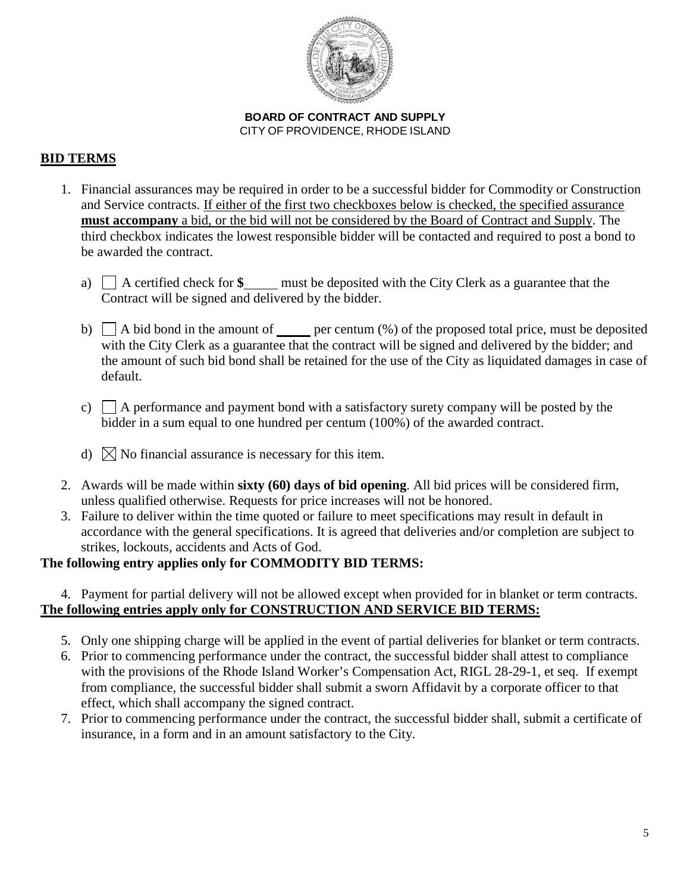**BOARD OF CONTRACT AND SUPPLY**
CITY OF PROVIDENCE, RHODE ISLAND

## BID TERMS

1. Financial assurances may be required in order to be a successful bidder for Commodity or Construction and Service contracts. If either of the first two checkboxes below is checked, the specified assurance **must accompany** a bid, or the bid will not be considered by the Board of Contract and Supply. The third checkbox indicates the lowest responsible bidder will be contacted and required to post a bond to be awarded the contract.

   a) ☐ A certified check for **$\_\_\_\_\_** must be deposited with the City Clerk as a guarantee that the Contract will be signed and delivered by the bidder.

   b) ☐ A bid bond in the amount of \_\_\_\_\_ per centum (%) of the proposed total price, must be deposited with the City Clerk as a guarantee that the contract will be signed and delivered by the bidder; and the amount of such bid bond shall be retained for the use of the City as liquidated damages in case of default.

   c) ☐ A performance and payment bond with a satisfactory surety company will be posted by the bidder in a sum equal to one hundred per centum (100%) of the awarded contract.

   d) ☒ No financial assurance is necessary for this item.

2. Awards will be made within **sixty (60) days of bid opening**. All bid prices will be considered firm, unless qualified otherwise. Requests for price increases will not be honored.
3. Failure to deliver within the time quoted or failure to meet specifications may result in default in accordance with the general specifications. It is agreed that deliveries and/or completion are subject to strikes, lockouts, accidents and Acts of God.

**The following entry applies only for COMMODITY BID TERMS:**

4. Payment for partial delivery will not be allowed except when provided for in blanket or term contracts.

**The following entries apply only for CONSTRUCTION AND SERVICE BID TERMS:**

5. Only one shipping charge will be applied in the event of partial deliveries for blanket or term contracts.
6. Prior to commencing performance under the contract, the successful bidder shall attest to compliance with the provisions of the Rhode Island Worker's Compensation Act, RIGL 28-29-1, et seq. If exempt from compliance, the successful bidder shall submit a sworn Affidavit by a corporate officer to that effect, which shall accompany the signed contract.
7. Prior to commencing performance under the contract, the successful bidder shall, submit a certificate of insurance, in a form and in an amount satisfactory to the City.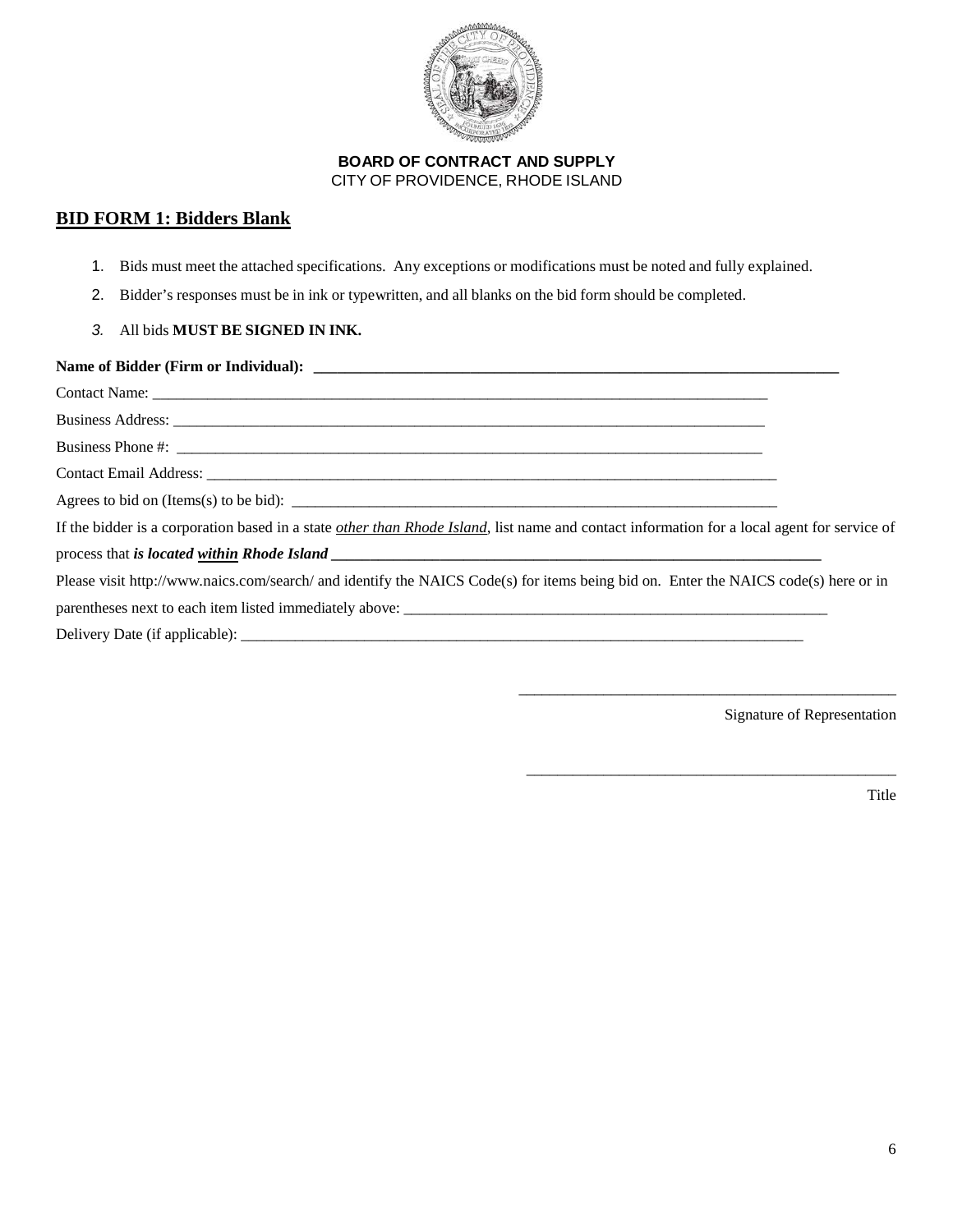**BOARD OF CONTRACT AND SUPPLY**
CITY OF PROVIDENCE, RHODE ISLAND

## BID FORM 1: Bidders Blank

1. Bids must meet the attached specifications. Any exceptions or modifications must be noted and fully explained.
2. Bidder's responses must be in ink or typewritten, and all blanks on the bid form should be completed.
3. All bids **MUST BE SIGNED IN INK.**

**Name of Bidder (Firm or Individual): \_\_\_\_\_\_\_\_\_\_\_\_\_\_\_\_\_\_\_\_\_\_\_\_\_\_\_\_\_\_\_\_\_\_\_\_\_\_\_\_\_\_\_\_\_\_\_\_\_\_\_\_\_\_\_\_\_\_\_\_**

Contact Name: \_\_\_\_\_\_\_\_\_\_\_\_\_\_\_\_\_\_\_\_\_\_\_\_\_\_\_\_\_\_\_\_\_\_\_\_\_\_\_\_\_\_\_\_\_\_\_\_\_\_\_\_\_\_\_\_\_\_\_\_\_\_\_\_\_\_\_\_\_\_\_\_

Business Address: \_\_\_\_\_\_\_\_\_\_\_\_\_\_\_\_\_\_\_\_\_\_\_\_\_\_\_\_\_\_\_\_\_\_\_\_\_\_\_\_\_\_\_\_\_\_\_\_\_\_\_\_\_\_\_\_\_\_\_\_\_\_\_\_\_\_\_\_

Business Phone #: \_\_\_\_\_\_\_\_\_\_\_\_\_\_\_\_\_\_\_\_\_\_\_\_\_\_\_\_\_\_\_\_\_\_\_\_\_\_\_\_\_\_\_\_\_\_\_\_\_\_\_\_\_\_\_\_\_\_\_\_\_\_\_\_\_\_\_

Contact Email Address: \_\_\_\_\_\_\_\_\_\_\_\_\_\_\_\_\_\_\_\_\_\_\_\_\_\_\_\_\_\_\_\_\_\_\_\_\_\_\_\_\_\_\_\_\_\_\_\_\_\_\_\_\_\_\_\_\_\_\_\_\_\_\_\_

Agrees to bid on (Items(s) to be bid): \_\_\_\_\_\_\_\_\_\_\_\_\_\_\_\_\_\_\_\_\_\_\_\_\_\_\_\_\_\_\_\_\_\_\_\_\_\_\_\_\_\_\_\_\_\_\_\_\_\_\_\_\_\_\_

If the bidder is a corporation based in a state *other than Rhode Island*, list name and contact information for a local agent for service of process that ***is located within Rhode Island*** \_\_\_\_\_\_\_\_\_\_\_\_\_\_\_\_\_\_\_\_\_\_\_\_\_\_\_\_\_\_\_\_\_\_\_\_\_\_\_\_\_\_\_\_\_\_\_\_\_\_\_\_\_\_\_\_

Please visit http://www.naics.com/search/ and identify the NAICS Code(s) for items being bid on. Enter the NAICS code(s) here or in parentheses next to each item listed immediately above: \_\_\_\_\_\_\_\_\_\_\_\_\_\_\_\_\_\_\_\_\_\_\_\_\_\_\_\_\_\_\_\_\_\_\_\_\_\_\_\_\_\_\_\_\_\_\_\_

Delivery Date (if applicable): \_\_\_\_\_\_\_\_\_\_\_\_\_\_\_\_\_\_\_\_\_\_\_\_\_\_\_\_\_\_\_\_\_\_\_\_\_\_\_\_\_\_\_\_\_\_\_\_\_\_\_\_\_\_\_\_\_\_\_\_\_\_\_\_

\_\_\_\_\_\_\_\_\_\_\_\_\_\_\_\_\_\_\_\_\_\_\_\_\_\_\_\_\_\_\_\_\_\_\_\_\_\_\_\_\_\_\_\_

Signature of Representation

\_\_\_\_\_\_\_\_\_\_\_\_\_\_\_\_\_\_\_\_\_\_\_\_\_\_\_\_\_\_\_\_\_\_\_\_\_\_\_\_\_\_\_\_

Title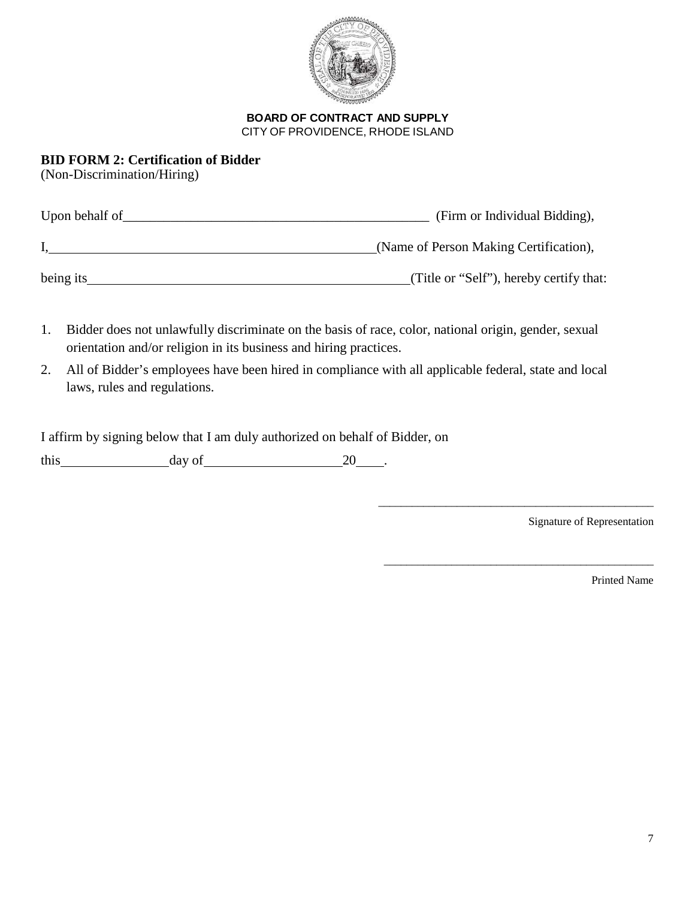**BOARD OF CONTRACT AND SUPPLY**
CITY OF PROVIDENCE, RHODE ISLAND

**BID FORM 2: Certification of Bidder**
(Non-Discrimination/Hiring)

Upon behalf of_____________________________________________ (Firm or Individual Bidding),

I,_______________________________________________(Name of Person Making Certification),

being its______________________________________________(Title or "Self"), hereby certify that:

1. Bidder does not unlawfully discriminate on the basis of race, color, national origin, gender, sexual orientation and/or religion in its business and hiring practices.
2. All of Bidder's employees have been hired in compliance with all applicable federal, state and local laws, rules and regulations.

I affirm by signing below that I am duly authorized on behalf of Bidder, on

this_______________day of___________________20____.

_____________________________________________
Signature of Representation

_____________________________________________
Printed Name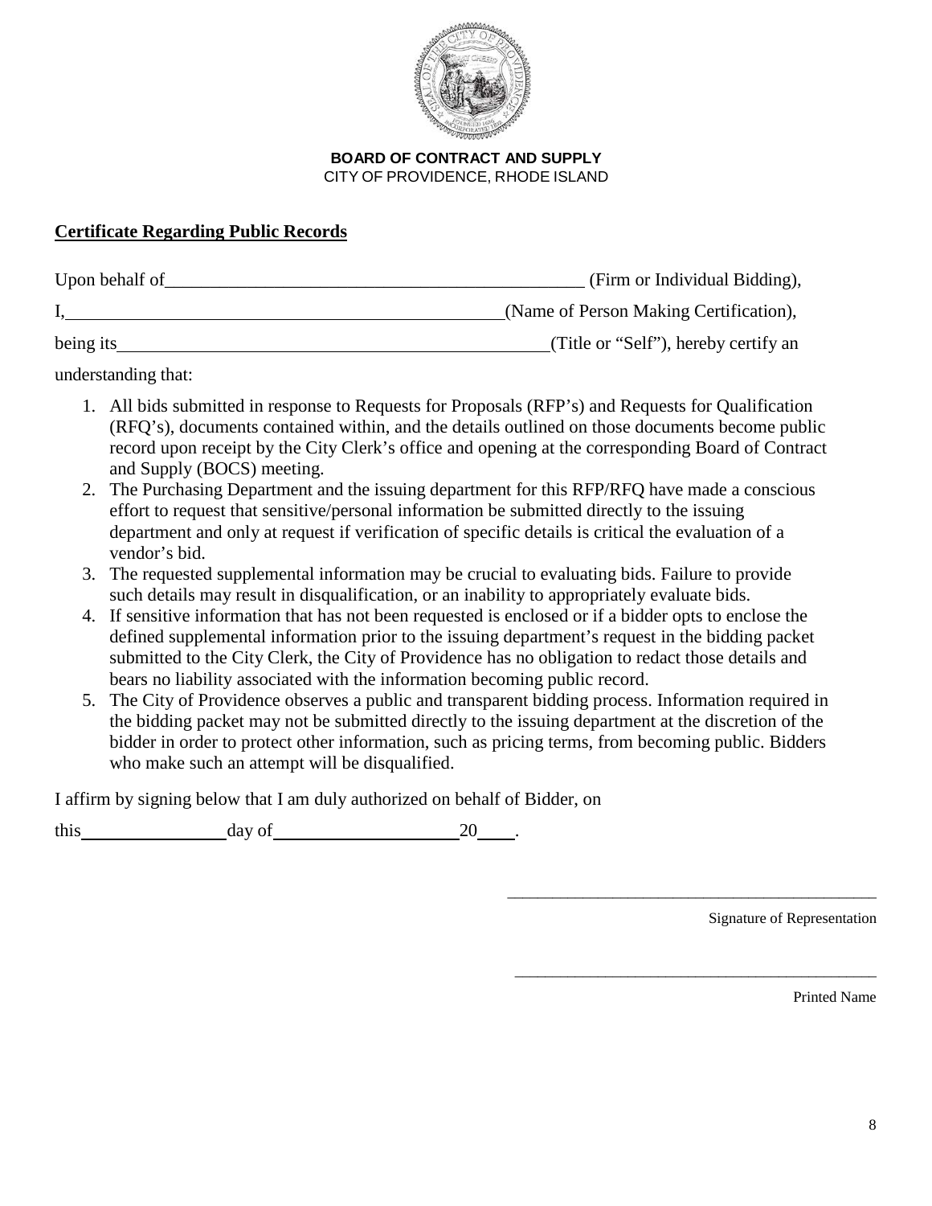**BOARD OF CONTRACT AND SUPPLY**
CITY OF PROVIDENCE, RHODE ISLAND

**Certificate Regarding Public Records**

Upon behalf of\_\_\_\_\_\_\_\_\_\_\_\_\_\_\_\_\_\_\_\_\_\_\_\_\_\_\_\_\_\_\_\_\_\_\_\_\_\_\_\_\_\_\_\_\_\_ (Firm or Individual Bidding),

I,\_\_\_\_\_\_\_\_\_\_\_\_\_\_\_\_\_\_\_\_\_\_\_\_\_\_\_\_\_\_\_\_\_\_\_\_\_\_\_\_\_\_\_\_\_\_\_\_(Name of Person Making Certification),

being its\_\_\_\_\_\_\_\_\_\_\_\_\_\_\_\_\_\_\_\_\_\_\_\_\_\_\_\_\_\_\_\_\_\_\_\_\_\_\_\_\_\_\_\_\_\_\_\_(Title or "Self"), hereby certify an understanding that:

1. All bids submitted in response to Requests for Proposals (RFP's) and Requests for Qualification (RFQ's), documents contained within, and the details outlined on those documents become public record upon receipt by the City Clerk's office and opening at the corresponding Board of Contract and Supply (BOCS) meeting.
2. The Purchasing Department and the issuing department for this RFP/RFQ have made a conscious effort to request that sensitive/personal information be submitted directly to the issuing department and only at request if verification of specific details is critical the evaluation of a vendor's bid.
3. The requested supplemental information may be crucial to evaluating bids. Failure to provide such details may result in disqualification, or an inability to appropriately evaluate bids.
4. If sensitive information that has not been requested is enclosed or if a bidder opts to enclose the defined supplemental information prior to the issuing department's request in the bidding packet submitted to the City Clerk, the City of Providence has no obligation to redact those details and bears no liability associated with the information becoming public record.
5. The City of Providence observes a public and transparent bidding process. Information required in the bidding packet may not be submitted directly to the issuing department at the discretion of the bidder in order to protect other information, such as pricing terms, from becoming public. Bidders who make such an attempt will be disqualified.

I affirm by signing below that I am duly authorized on behalf of Bidder, on

this\_\_\_\_\_\_\_\_\_\_\_\_\_\_\_\_day of\_\_\_\_\_\_\_\_\_\_\_\_\_\_\_\_\_\_\_\_20\_\_\_\_.

\_\_\_\_\_\_\_\_\_\_\_\_\_\_\_\_\_\_\_\_\_\_\_\_\_\_\_\_\_\_\_\_\_\_\_\_\_\_\_\_\_\_\_\_

Signature of Representation

\_\_\_\_\_\_\_\_\_\_\_\_\_\_\_\_\_\_\_\_\_\_\_\_\_\_\_\_\_\_\_\_\_\_\_\_\_\_\_\_\_\_\_\_

Printed Name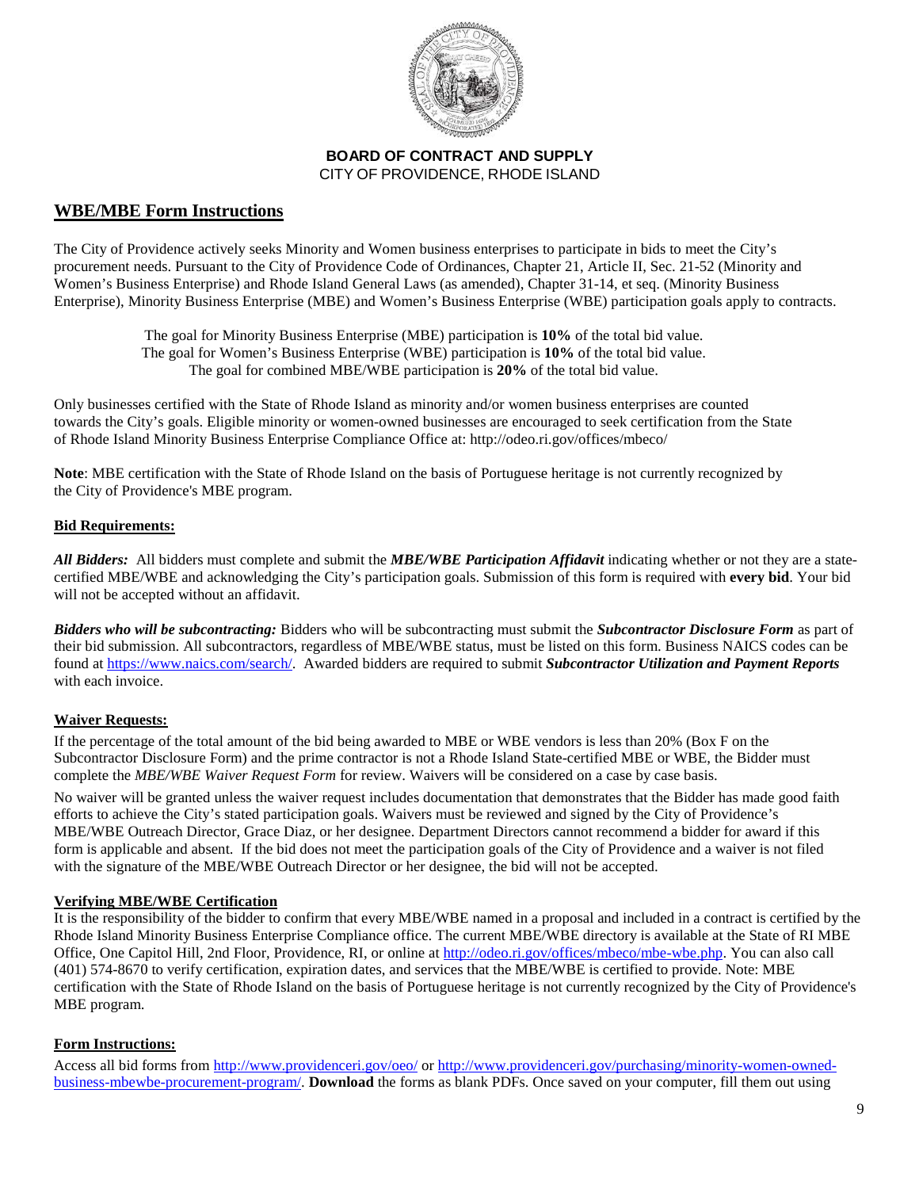**BOARD OF CONTRACT AND SUPPLY**
CITY OF PROVIDENCE, RHODE ISLAND

## WBE/MBE Form Instructions

The City of Providence actively seeks Minority and Women business enterprises to participate in bids to meet the City's procurement needs. Pursuant to the City of Providence Code of Ordinances, Chapter 21, Article II, Sec. 21-52 (Minority and Women's Business Enterprise) and Rhode Island General Laws (as amended), Chapter 31-14, et seq. (Minority Business Enterprise), Minority Business Enterprise (MBE) and Women's Business Enterprise (WBE) participation goals apply to contracts.

The goal for Minority Business Enterprise (MBE) participation is **10%** of the total bid value.
The goal for Women's Business Enterprise (WBE) participation is **10%** of the total bid value.
The goal for combined MBE/WBE participation is **20%** of the total bid value.

Only businesses certified with the State of Rhode Island as minority and/or women business enterprises are counted towards the City's goals. Eligible minority or women-owned businesses are encouraged to seek certification from the State of Rhode Island Minority Business Enterprise Compliance Office at: http://odeo.ri.gov/offices/mbeco/

**Note**: MBE certification with the State of Rhode Island on the basis of Portuguese heritage is not currently recognized by the City of Providence's MBE program.

### Bid Requirements:

***All Bidders:*** All bidders must complete and submit the ***MBE/WBE Participation Affidavit*** indicating whether or not they are a state-certified MBE/WBE and acknowledging the City's participation goals. Submission of this form is required with **every bid**. Your bid will not be accepted without an affidavit.

***Bidders who will be subcontracting:*** Bidders who will be subcontracting must submit the ***Subcontractor Disclosure Form*** as part of their bid submission. All subcontractors, regardless of MBE/WBE status, must be listed on this form. Business NAICS codes can be found at https://www.naics.com/search/. Awarded bidders are required to submit ***Subcontractor Utilization and Payment Reports*** with each invoice.

### Waiver Requests:

If the percentage of the total amount of the bid being awarded to MBE or WBE vendors is less than 20% (Box F on the Subcontractor Disclosure Form) and the prime contractor is not a Rhode Island State-certified MBE or WBE, the Bidder must complete the *MBE/WBE Waiver Request Form* for review. Waivers will be considered on a case by case basis.

No waiver will be granted unless the waiver request includes documentation that demonstrates that the Bidder has made good faith efforts to achieve the City's stated participation goals. Waivers must be reviewed and signed by the City of Providence's MBE/WBE Outreach Director, Grace Diaz, or her designee. Department Directors cannot recommend a bidder for award if this form is applicable and absent. If the bid does not meet the participation goals of the City of Providence and a waiver is not filed with the signature of the MBE/WBE Outreach Director or her designee, the bid will not be accepted.

### Verifying MBE/WBE Certification

It is the responsibility of the bidder to confirm that every MBE/WBE named in a proposal and included in a contract is certified by the Rhode Island Minority Business Enterprise Compliance office. The current MBE/WBE directory is available at the State of RI MBE Office, One Capitol Hill, 2nd Floor, Providence, RI, or online at http://odeo.ri.gov/offices/mbeco/mbe-wbe.php. You can also call (401) 574-8670 to verify certification, expiration dates, and services that the MBE/WBE is certified to provide. Note: MBE certification with the State of Rhode Island on the basis of Portuguese heritage is not currently recognized by the City of Providence's MBE program.

### Form Instructions:

Access all bid forms from http://www.providenceri.gov/oeo/ or http://www.providenceri.gov/purchasing/minority-women-owned-business-mbewbe-procurement-program/. **Download** the forms as blank PDFs. Once saved on your computer, fill them out using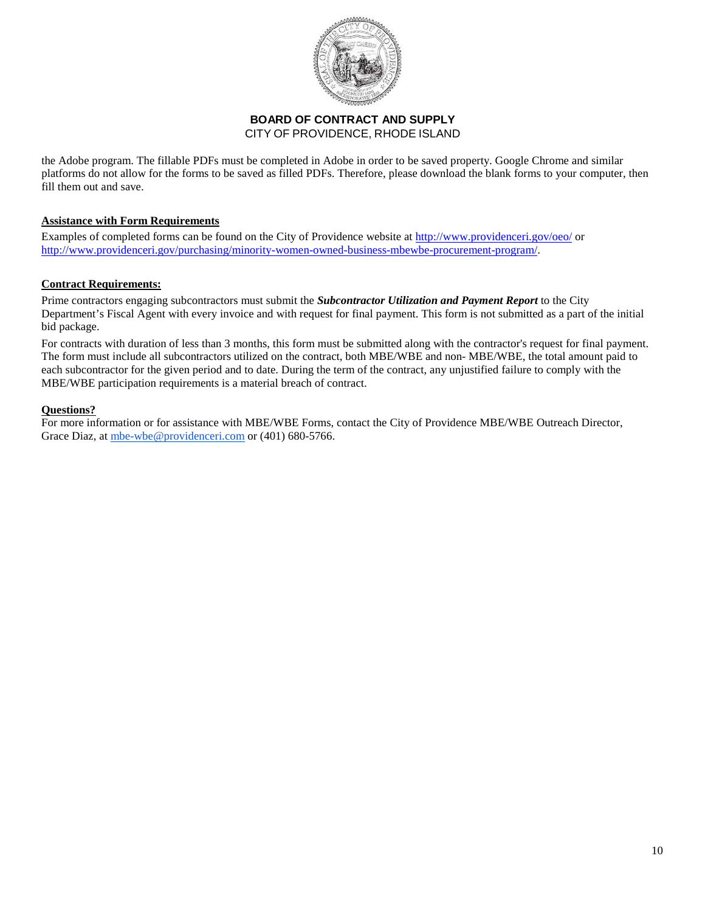the Adobe program. The fillable PDFs must be completed in Adobe in order to be saved property. Google Chrome and similar platforms do not allow for the forms to be saved as filled PDFs. Therefore, please download the blank forms to your computer, then fill them out and save.

**Assistance with Form Requirements**

Examples of completed forms can be found on the City of Providence website at http://www.providenceri.gov/oeo/ or http://www.providenceri.gov/purchasing/minority-women-owned-business-mbewbe-procurement-program/.

**Contract Requirements:**

Prime contractors engaging subcontractors must submit the ***Subcontractor Utilization and Payment Report*** to the City Department's Fiscal Agent with every invoice and with request for final payment. This form is not submitted as a part of the initial bid package.

For contracts with duration of less than 3 months, this form must be submitted along with the contractor's request for final payment. The form must include all subcontractors utilized on the contract, both MBE/WBE and non- MBE/WBE, the total amount paid to each subcontractor for the given period and to date. During the term of the contract, any unjustified failure to comply with the MBE/WBE participation requirements is a material breach of contract.

**Questions?**

For more information or for assistance with MBE/WBE Forms, contact the City of Providence MBE/WBE Outreach Director, Grace Diaz, at mbe-wbe@providenceri.com or (401) 680-5766.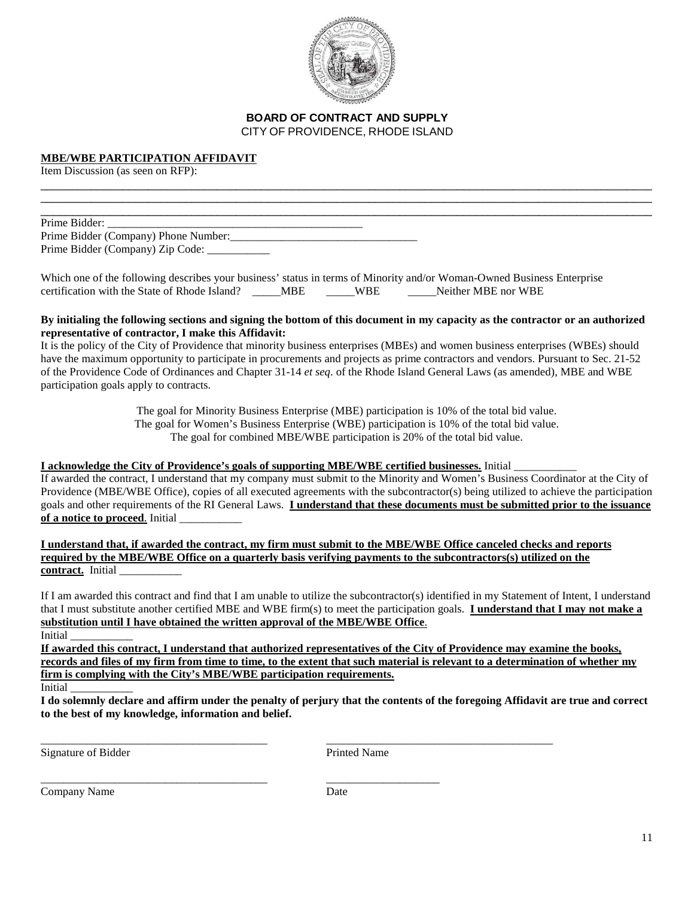**BOARD OF CONTRACT AND SUPPLY**
CITY OF PROVIDENCE, RHODE ISLAND

**MBE/WBE PARTICIPATION AFFIDAVIT**

Item Discussion (as seen on RFP):

______________________________________________________________________________________________
______________________________________________________________________________________________
______________________________________________________________________________________________

Prime Bidder: _____________________________________________

Prime Bidder (Company) Phone Number:_________________________________

Prime Bidder (Company) Zip Code: ___________

Which one of the following describes your business' status in terms of Minority and/or Woman-Owned Business Enterprise certification with the State of Rhode Island? _____MBE _____WBE _____Neither MBE nor WBE

**By initialing the following sections and signing the bottom of this document in my capacity as the contractor or an authorized representative of contractor, I make this Affidavit:**

It is the policy of the City of Providence that minority business enterprises (MBEs) and women business enterprises (WBEs) should have the maximum opportunity to participate in procurements and projects as prime contractors and vendors. Pursuant to Sec. 21-52 of the Providence Code of Ordinances and Chapter 31-14 *et seq*. of the Rhode Island General Laws (as amended), MBE and WBE participation goals apply to contracts.

The goal for Minority Business Enterprise (MBE) participation is 10% of the total bid value.
The goal for Women's Business Enterprise (WBE) participation is 10% of the total bid value.
The goal for combined MBE/WBE participation is 20% of the total bid value.

**I acknowledge the City of Providence's goals of supporting MBE/WBE certified businesses.** Initial ___________

If awarded the contract, I understand that my company must submit to the Minority and Women's Business Coordinator at the City of Providence (MBE/WBE Office), copies of all executed agreements with the subcontractor(s) being utilized to achieve the participation goals and other requirements of the RI General Laws. **I understand that these documents must be submitted prior to the issuance of a notice to proceed**. Initial ___________

**I understand that, if awarded the contract, my firm must submit to the MBE/WBE Office canceled checks and reports required by the MBE/WBE Office on a quarterly basis verifying payments to the subcontractors(s) utilized on the contract.** Initial ___________

If I am awarded this contract and find that I am unable to utilize the subcontractor(s) identified in my Statement of Intent, I understand that I must substitute another certified MBE and WBE firm(s) to meet the participation goals. **I understand that I may not make a substitution until I have obtained the written approval of the MBE/WBE Office**.
Initial ___________

**If awarded this contract, I understand that authorized representatives of the City of Providence may examine the books, records and files of my firm from time to time, to the extent that such material is relevant to a determination of whether my firm is complying with the City's MBE/WBE participation requirements.**
Initial ___________

**I do solemnly declare and affirm under the penalty of perjury that the contents of the foregoing Affidavit are true and correct to the best of my knowledge, information and belief.**

________________________________________ ________________________________________
Signature of Bidder Printed Name

________________________________________ ____________________
Company Name Date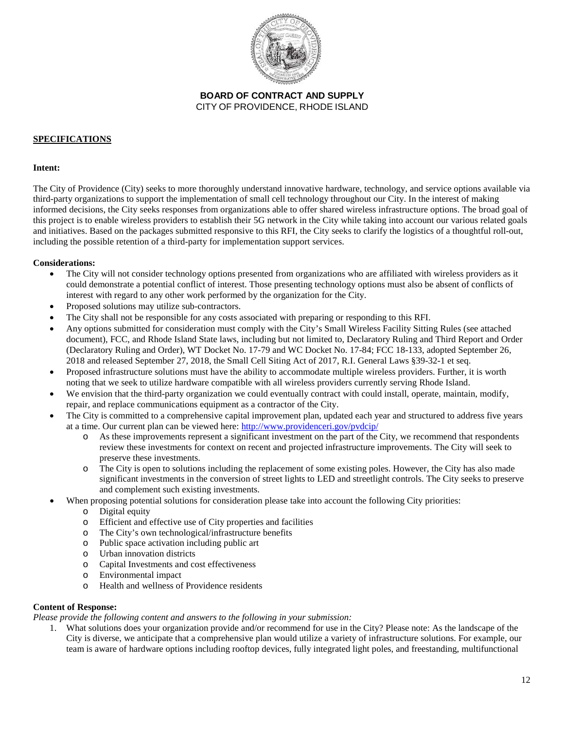**BOARD OF CONTRACT AND SUPPLY**
CITY OF PROVIDENCE, RHODE ISLAND

**SPECIFICATIONS**

**Intent:**

The City of Providence (City) seeks to more thoroughly understand innovative hardware, technology, and service options available via third-party organizations to support the implementation of small cell technology throughout our City. In the interest of making informed decisions, the City seeks responses from organizations able to offer shared wireless infrastructure options. The broad goal of this project is to enable wireless providers to establish their 5G network in the City while taking into account our various related goals and initiatives. Based on the packages submitted responsive to this RFI, the City seeks to clarify the logistics of a thoughtful roll-out, including the possible retention of a third-party for implementation support services.

**Considerations:**

- The City will not consider technology options presented from organizations who are affiliated with wireless providers as it could demonstrate a potential conflict of interest. Those presenting technology options must also be absent of conflicts of interest with regard to any other work performed by the organization for the City.
- Proposed solutions may utilize sub-contractors.
- The City shall not be responsible for any costs associated with preparing or responding to this RFI.
- Any options submitted for consideration must comply with the City's Small Wireless Facility Sitting Rules (see attached document), FCC, and Rhode Island State laws, including but not limited to, Declaratory Ruling and Third Report and Order (Declaratory Ruling and Order), WT Docket No. 17-79 and WC Docket No. 17-84; FCC 18-133, adopted September 26, 2018 and released September 27, 2018, the Small Cell Siting Act of 2017, R.I. General Laws §39-32-1 et seq.
- Proposed infrastructure solutions must have the ability to accommodate multiple wireless providers. Further, it is worth noting that we seek to utilize hardware compatible with all wireless providers currently serving Rhode Island.
- We envision that the third-party organization we could eventually contract with could install, operate, maintain, modify, repair, and replace communications equipment as a contractor of the City.
- The City is committed to a comprehensive capital improvement plan, updated each year and structured to address five years at a time. Our current plan can be viewed here: http://www.providenceri.gov/pvdcip/
  - As these improvements represent a significant investment on the part of the City, we recommend that respondents review these investments for context on recent and projected infrastructure improvements. The City will seek to preserve these investments.
  - The City is open to solutions including the replacement of some existing poles. However, the City has also made significant investments in the conversion of street lights to LED and streetlight controls. The City seeks to preserve and complement such existing investments.
- When proposing potential solutions for consideration please take into account the following City priorities:
  - Digital equity
  - Efficient and effective use of City properties and facilities
  - The City's own technological/infrastructure benefits
  - Public space activation including public art
  - Urban innovation districts
  - Capital Investments and cost effectiveness
  - Environmental impact
  - Health and wellness of Providence residents

**Content of Response:**

*Please provide the following content and answers to the following in your submission:*

1. What solutions does your organization provide and/or recommend for use in the City? Please note: As the landscape of the City is diverse, we anticipate that a comprehensive plan would utilize a variety of infrastructure solutions. For example, our team is aware of hardware options including rooftop devices, fully integrated light poles, and freestanding, multifunctional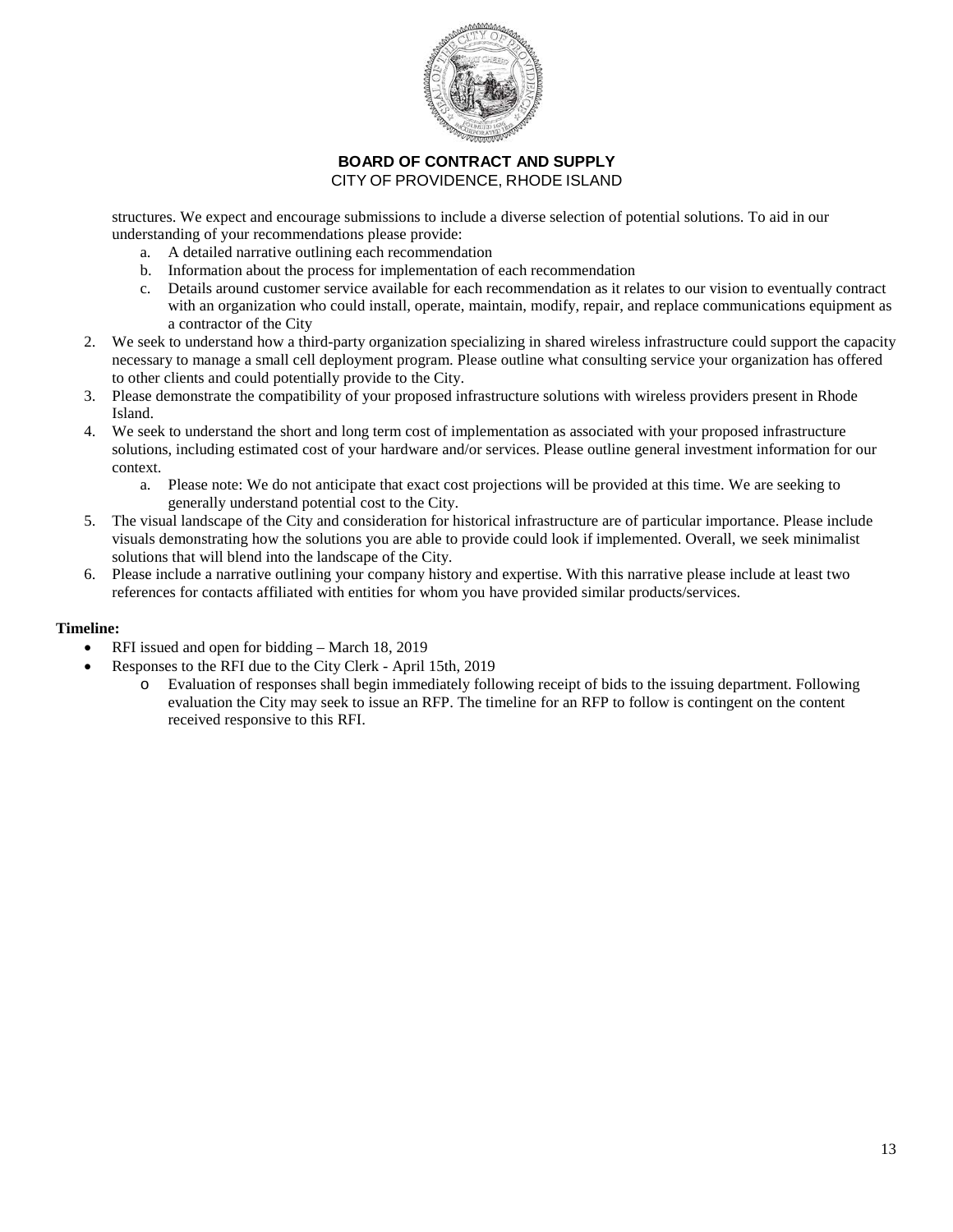structures. We expect and encourage submissions to include a diverse selection of potential solutions. To aid in our understanding of your recommendations please provide:

   a. A detailed narrative outlining each recommendation
   b. Information about the process for implementation of each recommendation
   c. Details around customer service available for each recommendation as it relates to our vision to eventually contract with an organization who could install, operate, maintain, modify, repair, and replace communications equipment as a contractor of the City

2. We seek to understand how a third-party organization specializing in shared wireless infrastructure could support the capacity necessary to manage a small cell deployment program. Please outline what consulting service your organization has offered to other clients and could potentially provide to the City.
3. Please demonstrate the compatibility of your proposed infrastructure solutions with wireless providers present in Rhode Island.
4. We seek to understand the short and long term cost of implementation as associated with your proposed infrastructure solutions, including estimated cost of your hardware and/or services. Please outline general investment information for our context.
   a. Please note: We do not anticipate that exact cost projections will be provided at this time. We are seeking to generally understand potential cost to the City.
5. The visual landscape of the City and consideration for historical infrastructure are of particular importance. Please include visuals demonstrating how the solutions you are able to provide could look if implemented. Overall, we seek minimalist solutions that will blend into the landscape of the City.
6. Please include a narrative outlining your company history and expertise. With this narrative please include at least two references for contacts affiliated with entities for whom you have provided similar products/services.

**Timeline:**

- RFI issued and open for bidding – March 18, 2019
- Responses to the RFI due to the City Clerk - April 15th, 2019
  - Evaluation of responses shall begin immediately following receipt of bids to the issuing department. Following evaluation the City may seek to issue an RFP. The timeline for an RFP to follow is contingent on the content received responsive to this RFI.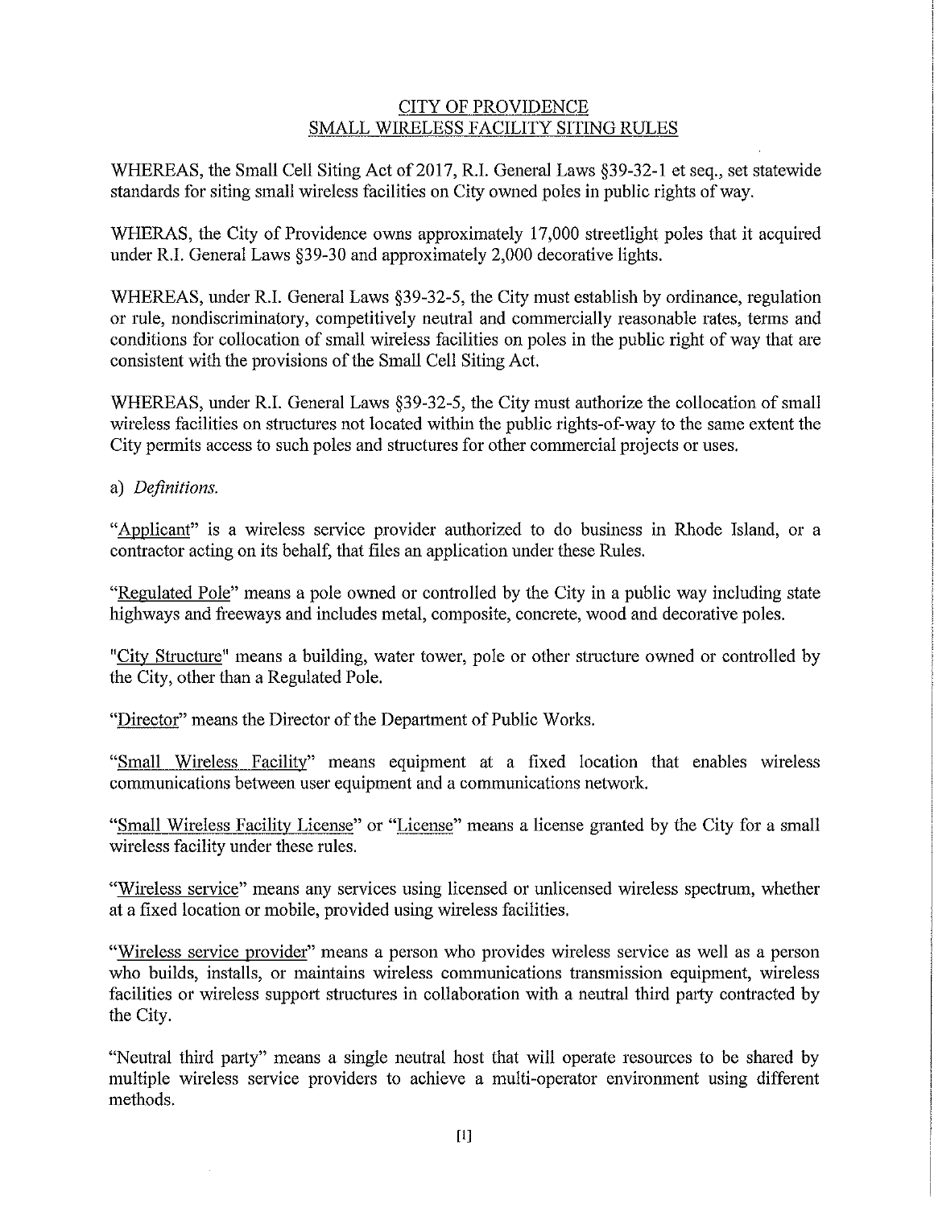CITY OF PROVIDENCE
SMALL WIRELESS FACILITY SITING RULES

WHEREAS, the Small Cell Siting Act of 2017, R.I. General Laws §39-32-1 et seq., set statewide standards for siting small wireless facilities on City owned poles in public rights of way.

WHERAS, the City of Providence owns approximately 17,000 streetlight poles that it acquired under R.I. General Laws §39-30 and approximately 2,000 decorative lights.

WHEREAS, under R.I. General Laws §39-32-5, the City must establish by ordinance, regulation or rule, nondiscriminatory, competitively neutral and commercially reasonable rates, terms and conditions for collocation of small wireless facilities on poles in the public right of way that are consistent with the provisions of the Small Cell Siting Act.

WHEREAS, under R.I. General Laws §39-32-5, the City must authorize the collocation of small wireless facilities on structures not located within the public rights-of-way to the same extent the City permits access to such poles and structures for other commercial projects or uses.

a) *Definitions.*

"Applicant" is a wireless service provider authorized to do business in Rhode Island, or a contractor acting on its behalf, that files an application under these Rules.

"Regulated Pole" means a pole owned or controlled by the City in a public way including state highways and freeways and includes metal, composite, concrete, wood and decorative poles.

"City Structure" means a building, water tower, pole or other structure owned or controlled by the City, other than a Regulated Pole.

"Director" means the Director of the Department of Public Works.

"Small Wireless Facility" means equipment at a fixed location that enables wireless communications between user equipment and a communications network.

"Small Wireless Facility License" or "License" means a license granted by the City for a small wireless facility under these rules.

"Wireless service" means any services using licensed or unlicensed wireless spectrum, whether at a fixed location or mobile, provided using wireless facilities.

"Wireless service provider" means a person who provides wireless service as well as a person who builds, installs, or maintains wireless communications transmission equipment, wireless facilities or wireless support structures in collaboration with a neutral third party contracted by the City.

"Neutral third party" means a single neutral host that will operate resources to be shared by multiple wireless service providers to achieve a multi-operator environment using different methods.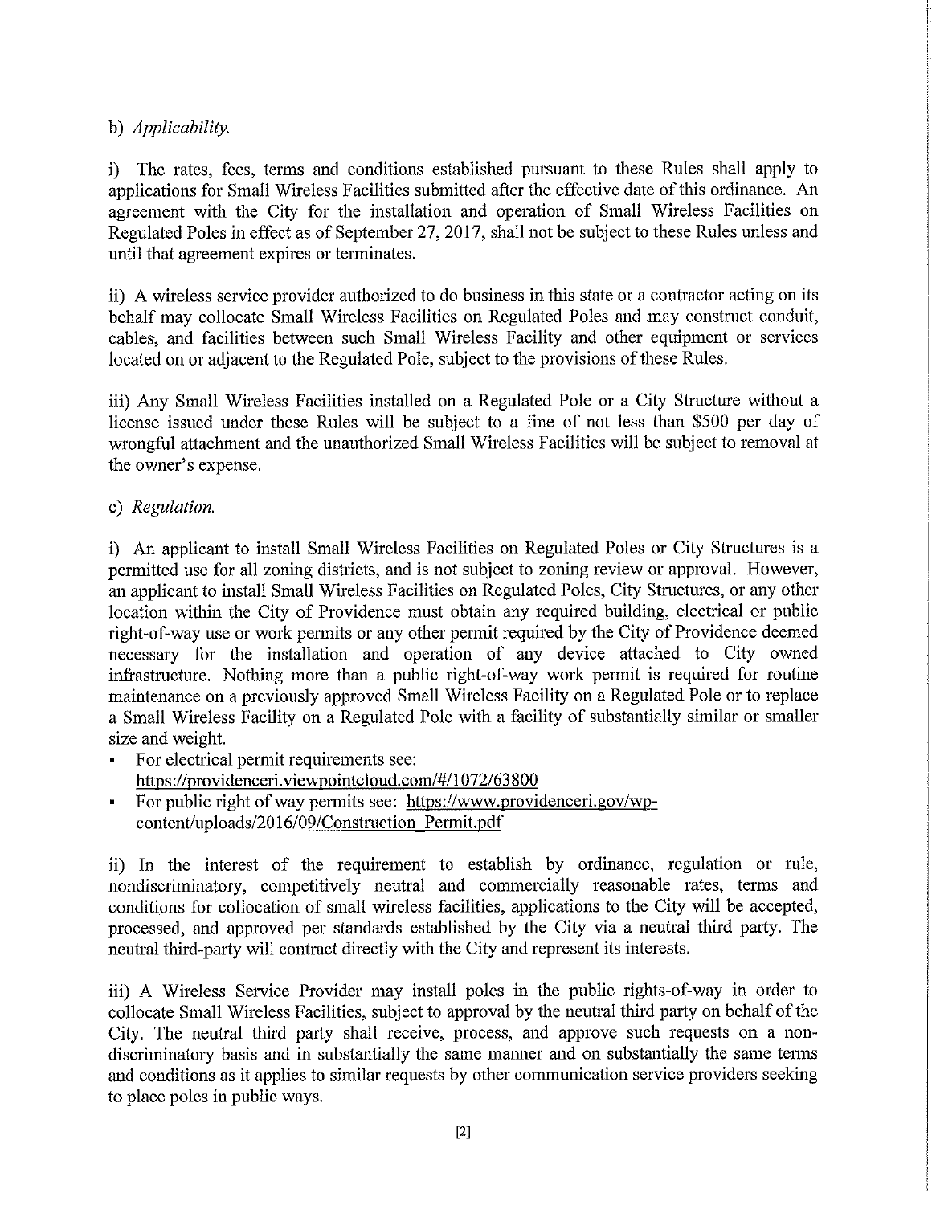b) *Applicability.*

i) The rates, fees, terms and conditions established pursuant to these Rules shall apply to applications for Small Wireless Facilities submitted after the effective date of this ordinance. An agreement with the City for the installation and operation of Small Wireless Facilities on Regulated Poles in effect as of September 27, 2017, shall not be subject to these Rules unless and until that agreement expires or terminates.

ii) A wireless service provider authorized to do business in this state or a contractor acting on its behalf may collocate Small Wireless Facilities on Regulated Poles and may construct conduit, cables, and facilities between such Small Wireless Facility and other equipment or services located on or adjacent to the Regulated Pole, subject to the provisions of these Rules.

iii) Any Small Wireless Facilities installed on a Regulated Pole or a City Structure without a license issued under these Rules will be subject to a fine of not less than $500 per day of wrongful attachment and the unauthorized Small Wireless Facilities will be subject to removal at the owner's expense.

c) *Regulation.*

i) An applicant to install Small Wireless Facilities on Regulated Poles or City Structures is a permitted use for all zoning districts, and is not subject to zoning review or approval. However, an applicant to install Small Wireless Facilities on Regulated Poles, City Structures, or any other location within the City of Providence must obtain any required building, electrical or public right-of-way use or work permits or any other permit required by the City of Providence deemed necessary for the installation and operation of any device attached to City owned infrastructure. Nothing more than a public right-of-way work permit is required for routine maintenance on a previously approved Small Wireless Facility on a Regulated Pole or to replace a Small Wireless Facility on a Regulated Pole with a facility of substantially similar or smaller size and weight.

- For electrical permit requirements see: https://providenceri.viewpointcloud.com/#/1072/63800
- For public right of way permits see: https://www.providenceri.gov/wp-content/uploads/2016/09/Construction_Permit.pdf

ii) In the interest of the requirement to establish by ordinance, regulation or rule, nondiscriminatory, competitively neutral and commercially reasonable rates, terms and conditions for collocation of small wireless facilities, applications to the City will be accepted, processed, and approved per standards established by the City via a neutral third party. The neutral third-party will contract directly with the City and represent its interests.

iii) A Wireless Service Provider may install poles in the public rights-of-way in order to collocate Small Wireless Facilities, subject to approval by the neutral third party on behalf of the City. The neutral third party shall receive, process, and approve such requests on a non-discriminatory basis and in substantially the same manner and on substantially the same terms and conditions as it applies to similar requests by other communication service providers seeking to place poles in public ways.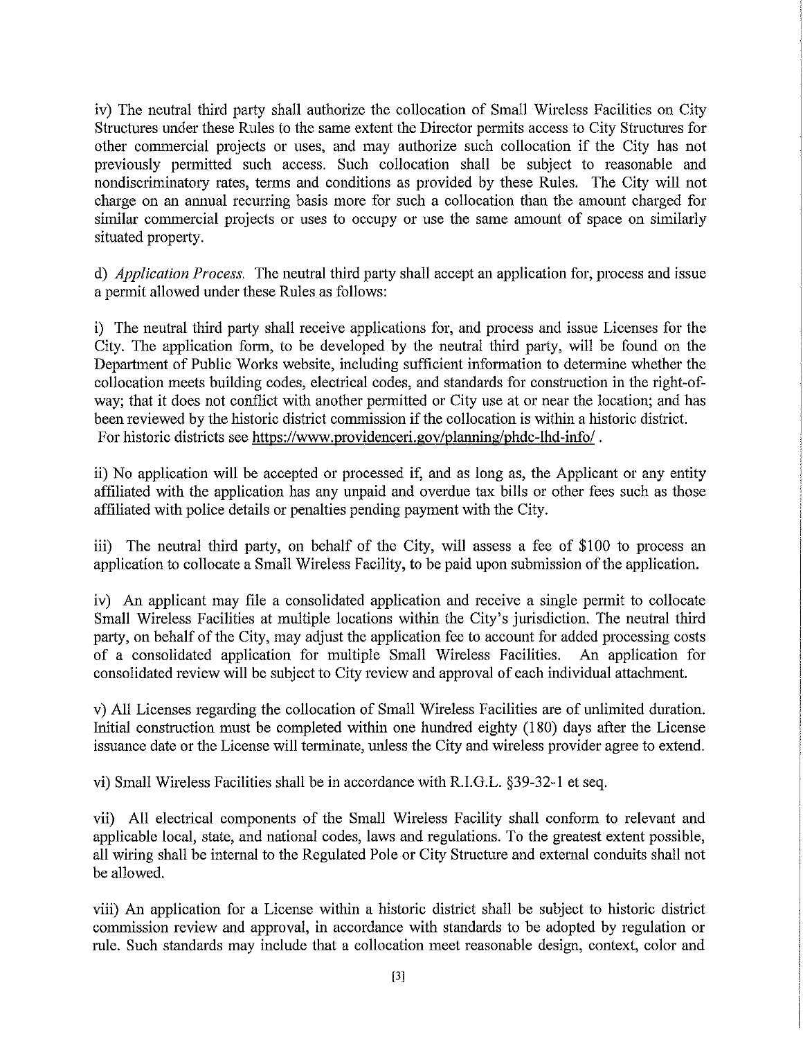iv) The neutral third party shall authorize the collocation of Small Wireless Facilities on City Structures under these Rules to the same extent the Director permits access to City Structures for other commercial projects or uses, and may authorize such collocation if the City has not previously permitted such access. Such collocation shall be subject to reasonable and nondiscriminatory rates, terms and conditions as provided by these Rules. The City will not charge on an annual recurring basis more for such a collocation than the amount charged for similar commercial projects or uses to occupy or use the same amount of space on similarly situated property.

d) *Application Process.* The neutral third party shall accept an application for, process and issue a permit allowed under these Rules as follows:

i) The neutral third party shall receive applications for, and process and issue Licenses for the City. The application form, to be developed by the neutral third party, will be found on the Department of Public Works website, including sufficient information to determine whether the collocation meets building codes, electrical codes, and standards for construction in the right-of-way; that it does not conflict with another permitted or City use at or near the location; and has been reviewed by the historic district commission if the collocation is within a historic district. For historic districts see https://www.providenceri.gov/planning/phdc-lhd-info/ .

ii) No application will be accepted or processed if, and as long as, the Applicant or any entity affiliated with the application has any unpaid and overdue tax bills or other fees such as those affiliated with police details or penalties pending payment with the City.

iii) The neutral third party, on behalf of the City, will assess a fee of $100 to process an application to collocate a Small Wireless Facility, to be paid upon submission of the application.

iv) An applicant may file a consolidated application and receive a single permit to collocate Small Wireless Facilities at multiple locations within the City's jurisdiction. The neutral third party, on behalf of the City, may adjust the application fee to account for added processing costs of a consolidated application for multiple Small Wireless Facilities. An application for consolidated review will be subject to City review and approval of each individual attachment.

v) All Licenses regarding the collocation of Small Wireless Facilities are of unlimited duration. Initial construction must be completed within one hundred eighty (180) days after the License issuance date or the License will terminate, unless the City and wireless provider agree to extend.

vi) Small Wireless Facilities shall be in accordance with R.I.G.L. §39-32-1 et seq.

vii) All electrical components of the Small Wireless Facility shall conform to relevant and applicable local, state, and national codes, laws and regulations. To the greatest extent possible, all wiring shall be internal to the Regulated Pole or City Structure and external conduits shall not be allowed.

viii) An application for a License within a historic district shall be subject to historic district commission review and approval, in accordance with standards to be adopted by regulation or rule. Such standards may include that a collocation meet reasonable design, context, color and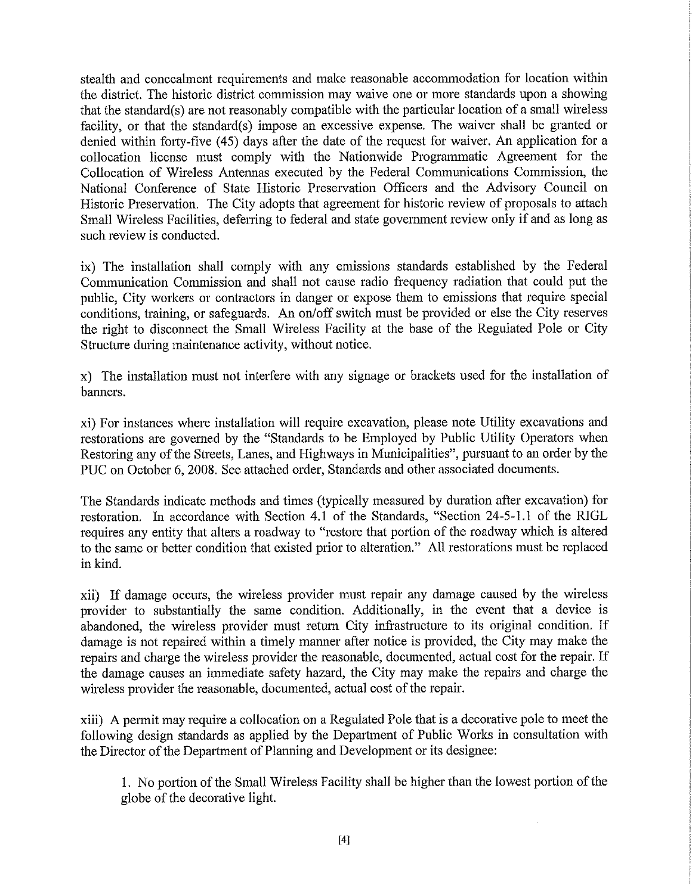stealth and concealment requirements and make reasonable accommodation for location within the district. The historic district commission may waive one or more standards upon a showing that the standard(s) are not reasonably compatible with the particular location of a small wireless facility, or that the standard(s) impose an excessive expense. The waiver shall be granted or denied within forty-five (45) days after the date of the request for waiver. An application for a collocation license must comply with the Nationwide Programmatic Agreement for the Collocation of Wireless Antennas executed by the Federal Communications Commission, the National Conference of State Historic Preservation Officers and the Advisory Council on Historic Preservation. The City adopts that agreement for historic review of proposals to attach Small Wireless Facilities, deferring to federal and state government review only if and as long as such review is conducted.

ix) The installation shall comply with any emissions standards established by the Federal Communication Commission and shall not cause radio frequency radiation that could put the public, City workers or contractors in danger or expose them to emissions that require special conditions, training, or safeguards. An on/off switch must be provided or else the City reserves the right to disconnect the Small Wireless Facility at the base of the Regulated Pole or City Structure during maintenance activity, without notice.

x) The installation must not interfere with any signage or brackets used for the installation of banners.

xi) For instances where installation will require excavation, please note Utility excavations and restorations are governed by the "Standards to be Employed by Public Utility Operators when Restoring any of the Streets, Lanes, and Highways in Municipalities", pursuant to an order by the PUC on October 6, 2008. See attached order, Standards and other associated documents.

The Standards indicate methods and times (typically measured by duration after excavation) for restoration. In accordance with Section 4.1 of the Standards, "Section 24-5-1.1 of the RIGL requires any entity that alters a roadway to "restore that portion of the roadway which is altered to the same or better condition that existed prior to alteration." All restorations must be replaced in kind.

xii) If damage occurs, the wireless provider must repair any damage caused by the wireless provider to substantially the same condition. Additionally, in the event that a device is abandoned, the wireless provider must return City infrastructure to its original condition. If damage is not repaired within a timely manner after notice is provided, the City may make the repairs and charge the wireless provider the reasonable, documented, actual cost for the repair. If the damage causes an immediate safety hazard, the City may make the repairs and charge the wireless provider the reasonable, documented, actual cost of the repair.

xiii) A permit may require a collocation on a Regulated Pole that is a decorative pole to meet the following design standards as applied by the Department of Public Works in consultation with the Director of the Department of Planning and Development or its designee:

1. No portion of the Small Wireless Facility shall be higher than the lowest portion of the globe of the decorative light.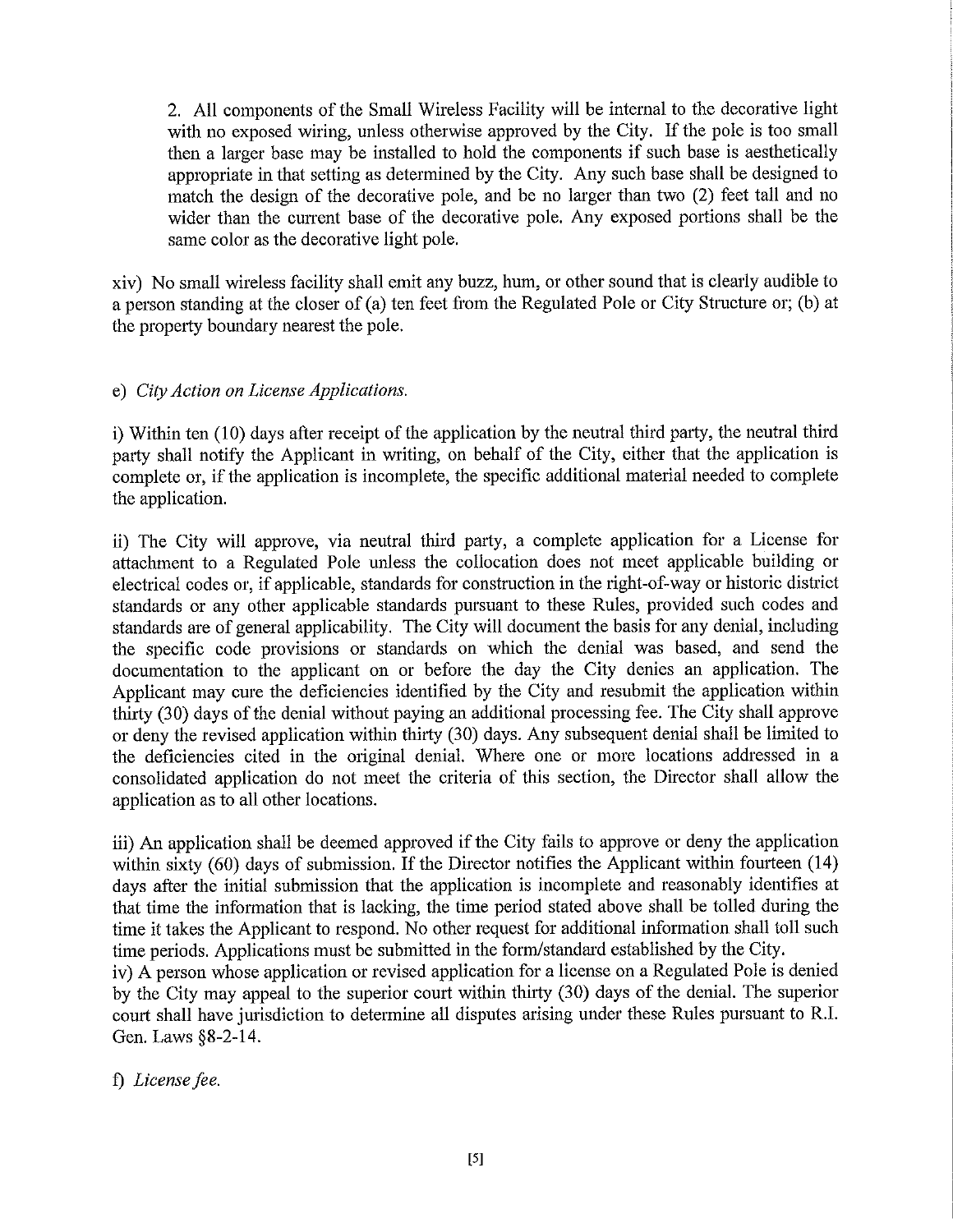2. All components of the Small Wireless Facility will be internal to the decorative light with no exposed wiring, unless otherwise approved by the City. If the pole is too small then a larger base may be installed to hold the components if such base is aesthetically appropriate in that setting as determined by the City. Any such base shall be designed to match the design of the decorative pole, and be no larger than two (2) feet tall and no wider than the current base of the decorative pole. Any exposed portions shall be the same color as the decorative light pole.

xiv) No small wireless facility shall emit any buzz, hum, or other sound that is clearly audible to a person standing at the closer of (a) ten feet from the Regulated Pole or City Structure or; (b) at the property boundary nearest the pole.

e) *City Action on License Applications.*

i) Within ten (10) days after receipt of the application by the neutral third party, the neutral third party shall notify the Applicant in writing, on behalf of the City, either that the application is complete or, if the application is incomplete, the specific additional material needed to complete the application.

ii) The City will approve, via neutral third party, a complete application for a License for attachment to a Regulated Pole unless the collocation does not meet applicable building or electrical codes or, if applicable, standards for construction in the right-of-way or historic district standards or any other applicable standards pursuant to these Rules, provided such codes and standards are of general applicability. The City will document the basis for any denial, including the specific code provisions or standards on which the denial was based, and send the documentation to the applicant on or before the day the City denies an application. The Applicant may cure the deficiencies identified by the City and resubmit the application within thirty (30) days of the denial without paying an additional processing fee. The City shall approve or deny the revised application within thirty (30) days. Any subsequent denial shall be limited to the deficiencies cited in the original denial. Where one or more locations addressed in a consolidated application do not meet the criteria of this section, the Director shall allow the application as to all other locations.

iii) An application shall be deemed approved if the City fails to approve or deny the application within sixty (60) days of submission. If the Director notifies the Applicant within fourteen (14) days after the initial submission that the application is incomplete and reasonably identifies at that time the information that is lacking, the time period stated above shall be tolled during the time it takes the Applicant to respond. No other request for additional information shall toll such time periods. Applications must be submitted in the form/standard established by the City.

iv) A person whose application or revised application for a license on a Regulated Pole is denied by the City may appeal to the superior court within thirty (30) days of the denial. The superior court shall have jurisdiction to determine all disputes arising under these Rules pursuant to R.I. Gen. Laws §8-2-14.

f) *License fee.*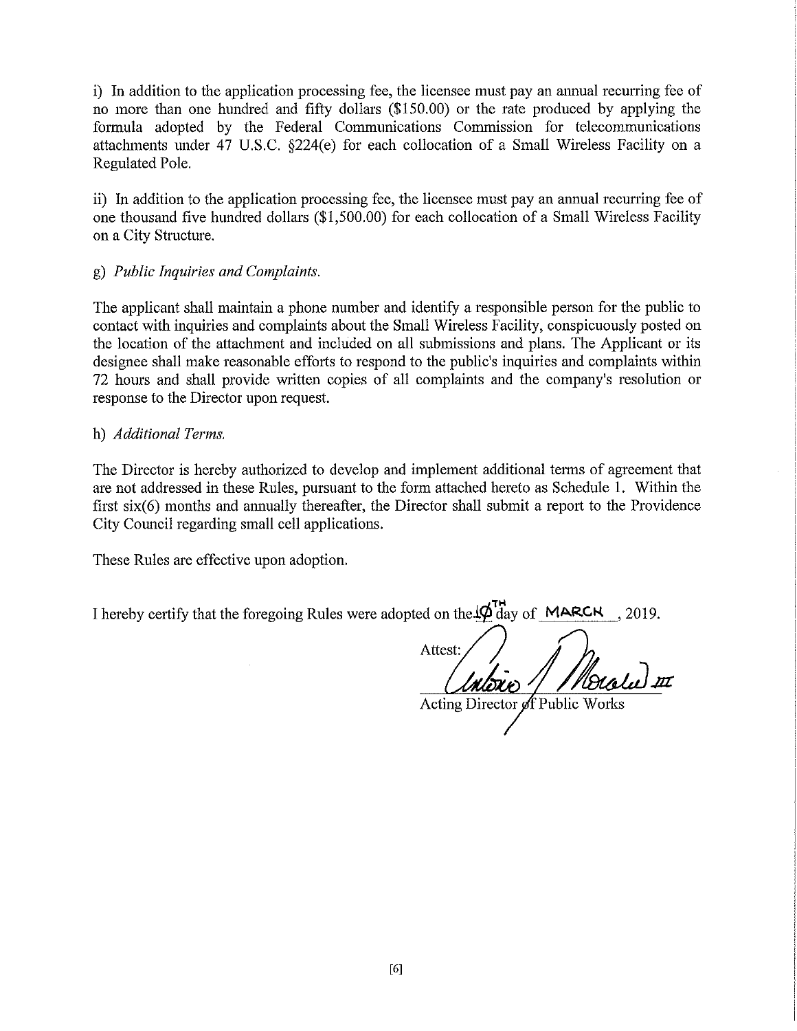i) In addition to the application processing fee, the licensee must pay an annual recurring fee of no more than one hundred and fifty dollars ($150.00) or the rate produced by applying the formula adopted by the Federal Communications Commission for telecommunications attachments under 47 U.S.C. §224(e) for each collocation of a Small Wireless Facility on a Regulated Pole.

ii) In addition to the application processing fee, the licensee must pay an annual recurring fee of one thousand five hundred dollars ($1,500.00) for each collocation of a Small Wireless Facility on a City Structure.

g) *Public Inquiries and Complaints.*

The applicant shall maintain a phone number and identify a responsible person for the public to contact with inquiries and complaints about the Small Wireless Facility, conspicuously posted on the location of the attachment and included on all submissions and plans. The Applicant or its designee shall make reasonable efforts to respond to the public's inquiries and complaints within 72 hours and shall provide written copies of all complaints and the company's resolution or response to the Director upon request.

h) *Additional Terms.*

The Director is hereby authorized to develop and implement additional terms of agreement that are not addressed in these Rules, pursuant to the form attached hereto as Schedule 1. Within the first six(6) months and annually thereafter, the Director shall submit a report to the Providence City Council regarding small cell applications.

These Rules are effective upon adoption.

I hereby certify that the foregoing Rules were adopted on the 10TH day of MARCH, 2019.

Attest:

Antonio J. Morales III

Acting Director of Public Works